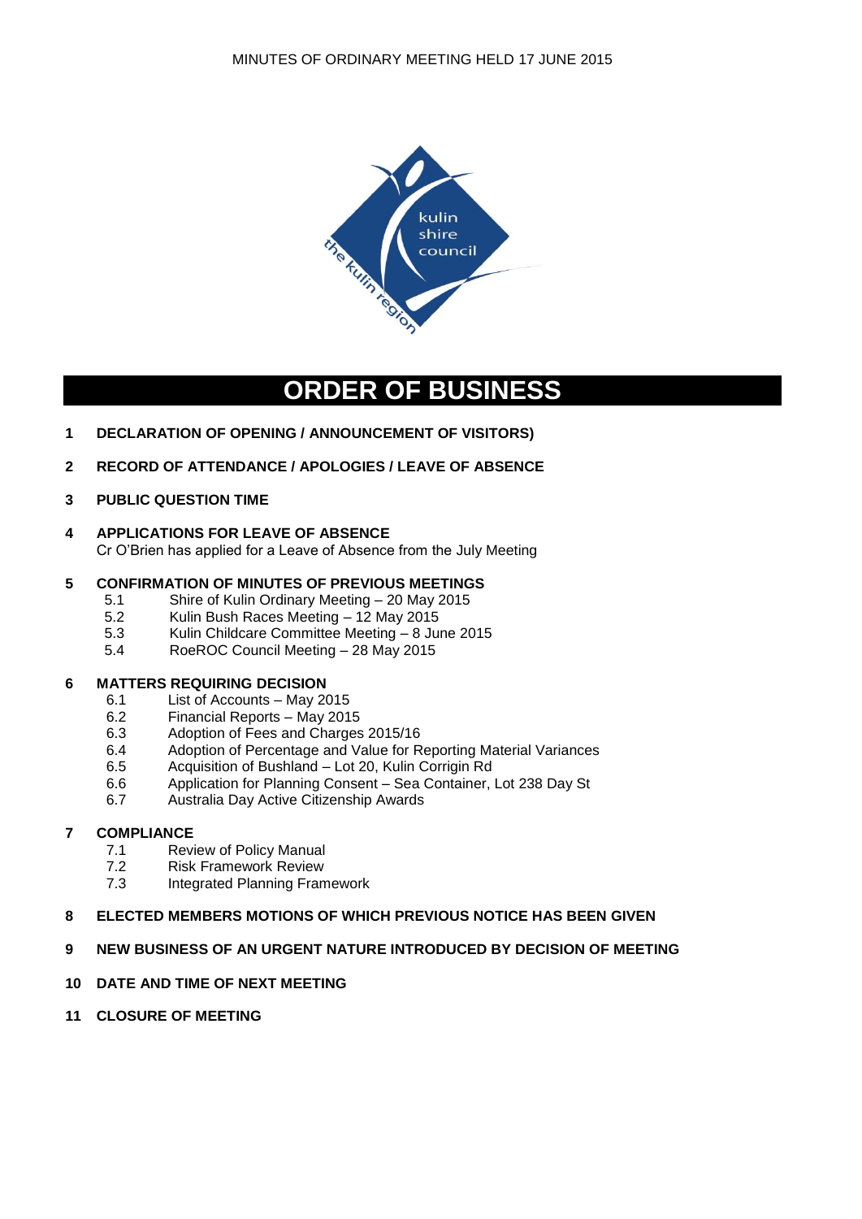# ORDER OF BUSINESS

1. **DECLARATION OF OPENING / ANNOUNCEMENT OF VISITORS)**

2. **RECORD OF ATTENDANCE / APOLOGIES / LEAVE OF ABSENCE**

3. **PUBLIC QUESTION TIME**

4. **APPLICATIONS FOR LEAVE OF ABSENCE**
   Cr O'Brien has applied for a Leave of Absence from the July Meeting

5. **CONFIRMATION OF MINUTES OF PREVIOUS MEETINGS**
   - 5.1 Shire of Kulin Ordinary Meeting – 20 May 2015
   - 5.2 Kulin Bush Races Meeting – 12 May 2015
   - 5.3 Kulin Childcare Committee Meeting – 8 June 2015
   - 5.4 RoeROC Council Meeting – 28 May 2015

6. **MATTERS REQUIRING DECISION**
   - 6.1 List of Accounts – May 2015
   - 6.2 Financial Reports – May 2015
   - 6.3 Adoption of Fees and Charges 2015/16
   - 6.4 Adoption of Percentage and Value for Reporting Material Variances
   - 6.5 Acquisition of Bushland – Lot 20, Kulin Corrigin Rd
   - 6.6 Application for Planning Consent – Sea Container, Lot 238 Day St
   - 6.7 Australia Day Active Citizenship Awards

7. **COMPLIANCE**
   - 7.1 Review of Policy Manual
   - 7.2 Risk Framework Review
   - 7.3 Integrated Planning Framework

8. **ELECTED MEMBERS MOTIONS OF WHICH PREVIOUS NOTICE HAS BEEN GIVEN**

9. **NEW BUSINESS OF AN URGENT NATURE INTRODUCED BY DECISION OF MEETING**

10. **DATE AND TIME OF NEXT MEETING**

11. **CLOSURE OF MEETING**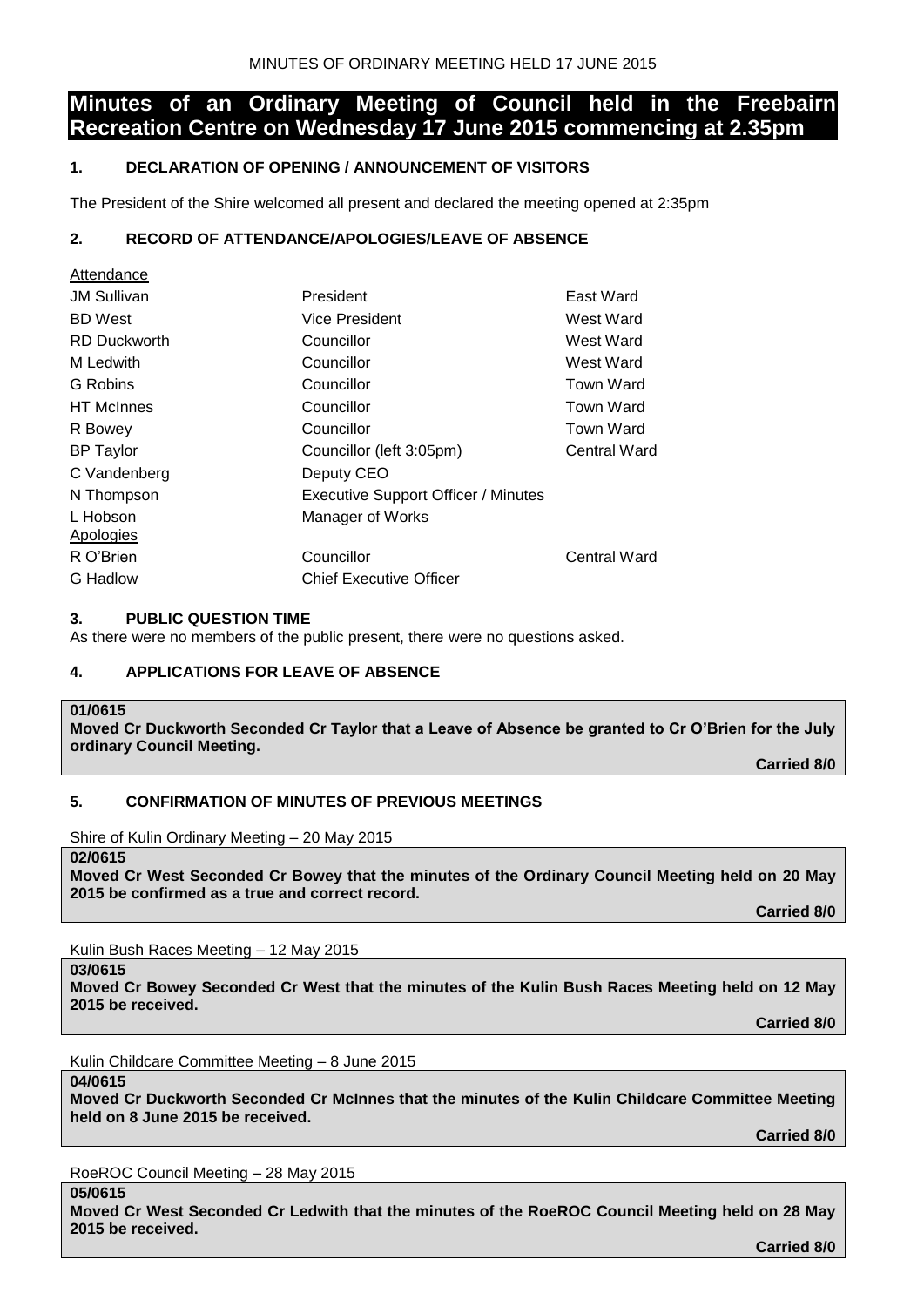# Minutes of an Ordinary Meeting of Council held in the Freebairn Recreation Centre on Wednesday 17 June 2015 commencing at 2.35pm

## 1. DECLARATION OF OPENING / ANNOUNCEMENT OF VISITORS

The President of the Shire welcomed all present and declared the meeting opened at 2:35pm

## 2. RECORD OF ATTENDANCE/APOLOGIES/LEAVE OF ABSENCE

Attendance

| | | |
|---|---|---|
| JM Sullivan | President | East Ward |
| BD West | Vice President | West Ward |
| RD Duckworth | Councillor | West Ward |
| M Ledwith | Councillor | West Ward |
| G Robins | Councillor | Town Ward |
| HT McInnes | Councillor | Town Ward |
| R Bowey | Councillor | Town Ward |
| BP Taylor | Councillor (left 3:05pm) | Central Ward |
| C Vandenberg | Deputy CEO | |
| N Thompson | Executive Support Officer / Minutes | |
| L Hobson | Manager of Works | |

Apologies

| | | |
|---|---|---|
| R O'Brien | Councillor | Central Ward |
| G Hadlow | Chief Executive Officer | |

## 3. PUBLIC QUESTION TIME

As there were no members of the public present, there were no questions asked.

## 4. APPLICATIONS FOR LEAVE OF ABSENCE

**01/0615**
**Moved Cr Duckworth Seconded Cr Taylor that a Leave of Absence be granted to Cr O'Brien for the July ordinary Council Meeting.**

**Carried 8/0**

## 5. CONFIRMATION OF MINUTES OF PREVIOUS MEETINGS

Shire of Kulin Ordinary Meeting – 20 May 2015

**02/0615**
**Moved Cr West Seconded Cr Bowey that the minutes of the Ordinary Council Meeting held on 20 May 2015 be confirmed as a true and correct record.**

**Carried 8/0**

Kulin Bush Races Meeting – 12 May 2015

**03/0615**
**Moved Cr Bowey Seconded Cr West that the minutes of the Kulin Bush Races Meeting held on 12 May 2015 be received.**

**Carried 8/0**

Kulin Childcare Committee Meeting – 8 June 2015

**04/0615**
**Moved Cr Duckworth Seconded Cr McInnes that the minutes of the Kulin Childcare Committee Meeting held on 8 June 2015 be received.**

**Carried 8/0**

RoeROC Council Meeting – 28 May 2015

**05/0615**
**Moved Cr West Seconded Cr Ledwith that the minutes of the RoeROC Council Meeting held on 28 May 2015 be received.**

**Carried 8/0**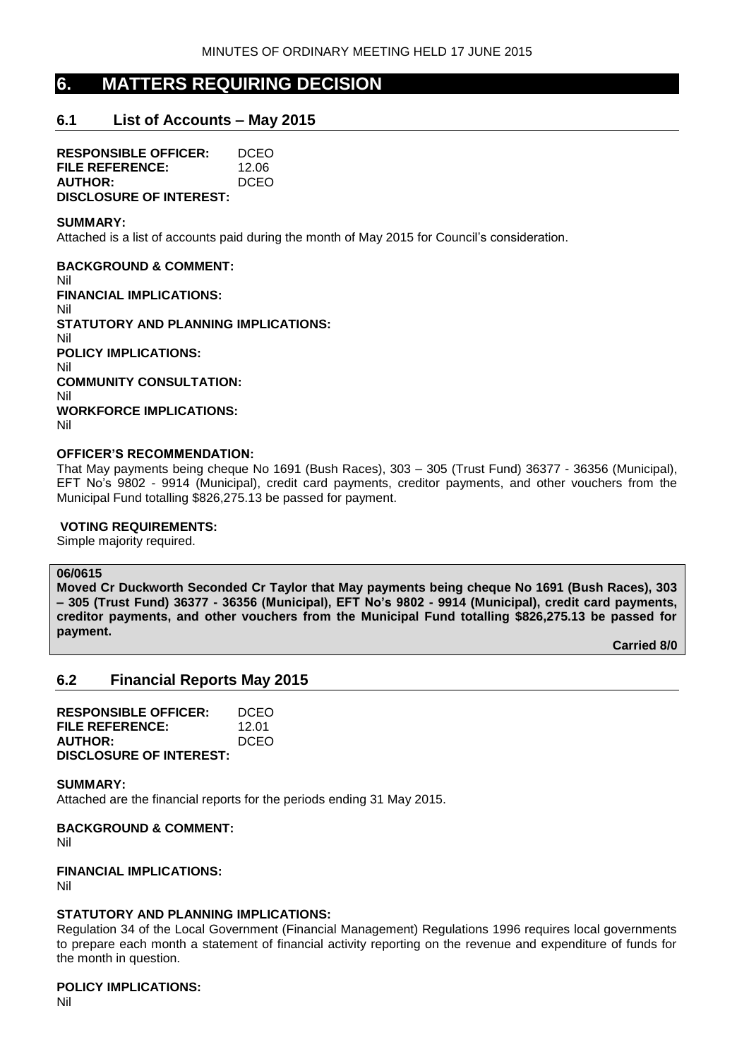# 6. MATTERS REQUIRING DECISION

## 6.1 List of Accounts – May 2015

**RESPONSIBLE OFFICER:** DCEO
**FILE REFERENCE:** 12.06
**AUTHOR:** DCEO
**DISCLOSURE OF INTEREST:**

**SUMMARY:**
Attached is a list of accounts paid during the month of May 2015 for Council's consideration.

**BACKGROUND & COMMENT:**
Nil
**FINANCIAL IMPLICATIONS:**
Nil
**STATUTORY AND PLANNING IMPLICATIONS:**
Nil
**POLICY IMPLICATIONS:**
Nil
**COMMUNITY CONSULTATION:**
Nil
**WORKFORCE IMPLICATIONS:**
Nil

**OFFICER'S RECOMMENDATION:**
That May payments being cheque No 1691 (Bush Races), 303 – 305 (Trust Fund) 36377 - 36356 (Municipal), EFT No's 9802 - 9914 (Municipal), credit card payments, creditor payments, and other vouchers from the Municipal Fund totalling $826,275.13 be passed for payment.

**VOTING REQUIREMENTS:**
Simple majority required.

**06/0615**
**Moved Cr Duckworth Seconded Cr Taylor that May payments being cheque No 1691 (Bush Races), 303 – 305 (Trust Fund) 36377 - 36356 (Municipal), EFT No's 9802 - 9914 (Municipal), credit card payments, creditor payments, and other vouchers from the Municipal Fund totalling $826,275.13 be passed for payment.**

**Carried 8/0**

## 6.2 Financial Reports May 2015

**RESPONSIBLE OFFICER:** DCEO
**FILE REFERENCE:** 12.01
**AUTHOR:** DCEO
**DISCLOSURE OF INTEREST:**

**SUMMARY:**
Attached are the financial reports for the periods ending 31 May 2015.

**BACKGROUND & COMMENT:**
Nil

**FINANCIAL IMPLICATIONS:**
Nil

**STATUTORY AND PLANNING IMPLICATIONS:**
Regulation 34 of the Local Government (Financial Management) Regulations 1996 requires local governments to prepare each month a statement of financial activity reporting on the revenue and expenditure of funds for the month in question.

**POLICY IMPLICATIONS:**
Nil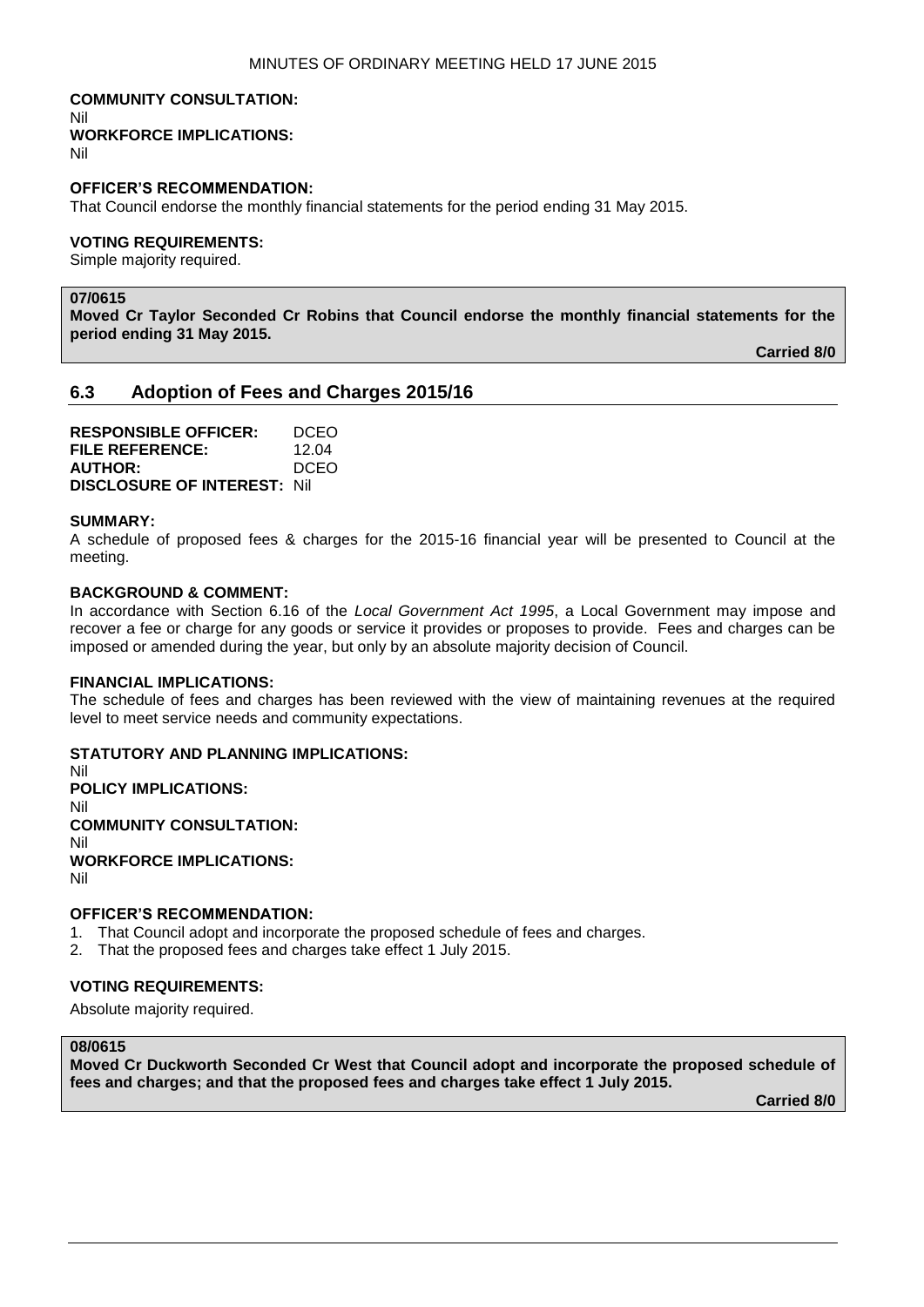**COMMUNITY CONSULTATION:**
Nil
**WORKFORCE IMPLICATIONS:**
Nil

**OFFICER'S RECOMMENDATION:**
That Council endorse the monthly financial statements for the period ending 31 May 2015.

**VOTING REQUIREMENTS:**
Simple majority required.

**07/0615**
**Moved Cr Taylor Seconded Cr Robins that Council endorse the monthly financial statements for the period ending 31 May 2015.**

**Carried 8/0**

## 6.3 Adoption of Fees and Charges 2015/16

**RESPONSIBLE OFFICER:** DCEO
**FILE REFERENCE:** 12.04
**AUTHOR:** DCEO
**DISCLOSURE OF INTEREST:** Nil

**SUMMARY:**
A schedule of proposed fees & charges for the 2015-16 financial year will be presented to Council at the meeting.

**BACKGROUND & COMMENT:**
In accordance with Section 6.16 of the *Local Government Act 1995*, a Local Government may impose and recover a fee or charge for any goods or service it provides or proposes to provide. Fees and charges can be imposed or amended during the year, but only by an absolute majority decision of Council.

**FINANCIAL IMPLICATIONS:**
The schedule of fees and charges has been reviewed with the view of maintaining revenues at the required level to meet service needs and community expectations.

**STATUTORY AND PLANNING IMPLICATIONS:**
Nil
**POLICY IMPLICATIONS:**
Nil
**COMMUNITY CONSULTATION:**
Nil
**WORKFORCE IMPLICATIONS:**
Nil

**OFFICER'S RECOMMENDATION:**
1. That Council adopt and incorporate the proposed schedule of fees and charges.
2. That the proposed fees and charges take effect 1 July 2015.

**VOTING REQUIREMENTS:**

Absolute majority required.

**08/0615**
**Moved Cr Duckworth Seconded Cr West that Council adopt and incorporate the proposed schedule of fees and charges; and that the proposed fees and charges take effect 1 July 2015.**

**Carried 8/0**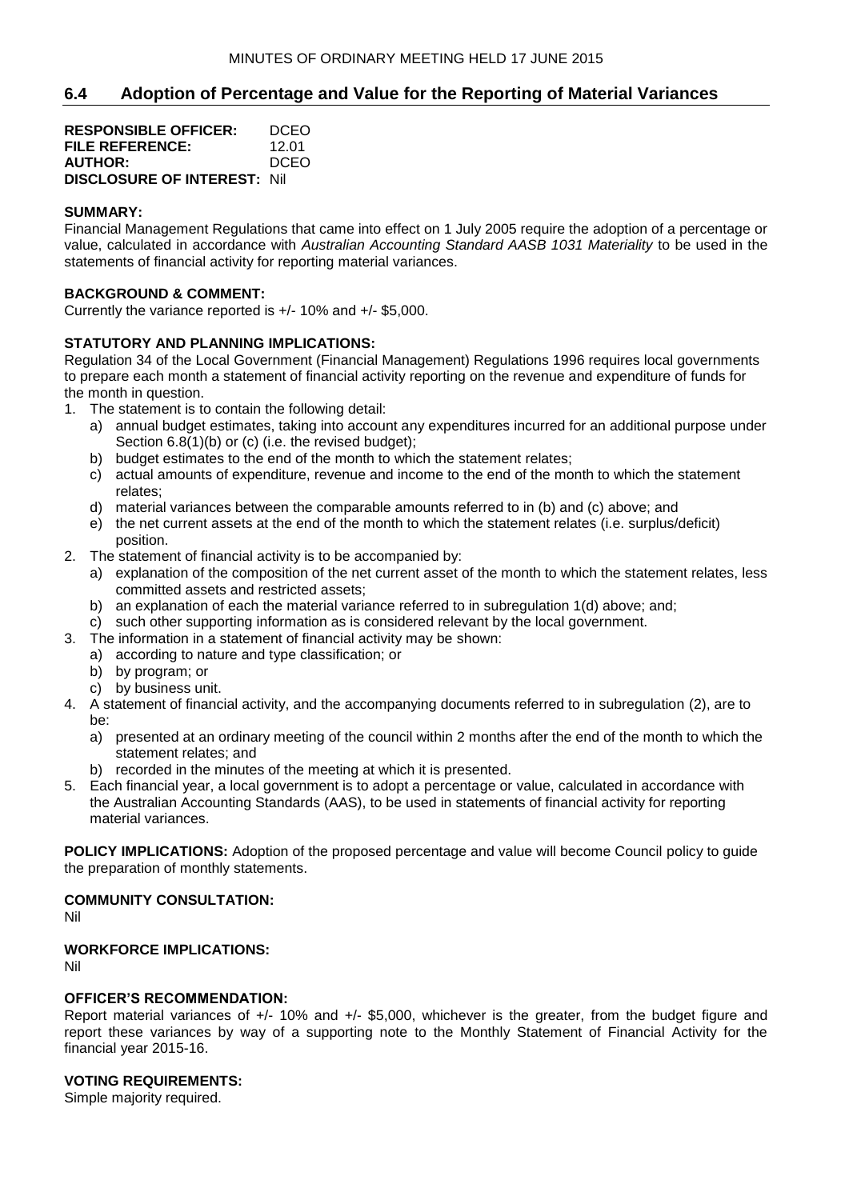## 6.4 Adoption of Percentage and Value for the Reporting of Material Variances

**RESPONSIBLE OFFICER:** DCEO
**FILE REFERENCE:** 12.01
**AUTHOR:** DCEO
**DISCLOSURE OF INTEREST:** Nil

**SUMMARY:**
Financial Management Regulations that came into effect on 1 July 2005 require the adoption of a percentage or value, calculated in accordance with *Australian Accounting Standard AASB 1031 Materiality* to be used in the statements of financial activity for reporting material variances.

**BACKGROUND & COMMENT:**
Currently the variance reported is +/- 10% and +/- $5,000.

**STATUTORY AND PLANNING IMPLICATIONS:**
Regulation 34 of the Local Government (Financial Management) Regulations 1996 requires local governments to prepare each month a statement of financial activity reporting on the revenue and expenditure of funds for the month in question.

1. The statement is to contain the following detail:
   a) annual budget estimates, taking into account any expenditures incurred for an additional purpose under Section 6.8(1)(b) or (c) (i.e. the revised budget);
   b) budget estimates to the end of the month to which the statement relates;
   c) actual amounts of expenditure, revenue and income to the end of the month to which the statement relates;
   d) material variances between the comparable amounts referred to in (b) and (c) above; and
   e) the net current assets at the end of the month to which the statement relates (i.e. surplus/deficit) position.
2. The statement of financial activity is to be accompanied by:
   a) explanation of the composition of the net current asset of the month to which the statement relates, less committed assets and restricted assets;
   b) an explanation of each the material variance referred to in subregulation 1(d) above; and;
   c) such other supporting information as is considered relevant by the local government.
3. The information in a statement of financial activity may be shown:
   a) according to nature and type classification; or
   b) by program; or
   c) by business unit.
4. A statement of financial activity, and the accompanying documents referred to in subregulation (2), are to be:
   a) presented at an ordinary meeting of the council within 2 months after the end of the month to which the statement relates; and
   b) recorded in the minutes of the meeting at which it is presented.
5. Each financial year, a local government is to adopt a percentage or value, calculated in accordance with the Australian Accounting Standards (AAS), to be used in statements of financial activity for reporting material variances.

**POLICY IMPLICATIONS:** Adoption of the proposed percentage and value will become Council policy to guide the preparation of monthly statements.

**COMMUNITY CONSULTATION:**
Nil

**WORKFORCE IMPLICATIONS:**
Nil

**OFFICER'S RECOMMENDATION:**
Report material variances of +/- 10% and +/- $5,000, whichever is the greater, from the budget figure and report these variances by way of a supporting note to the Monthly Statement of Financial Activity for the financial year 2015-16.

**VOTING REQUIREMENTS:**
Simple majority required.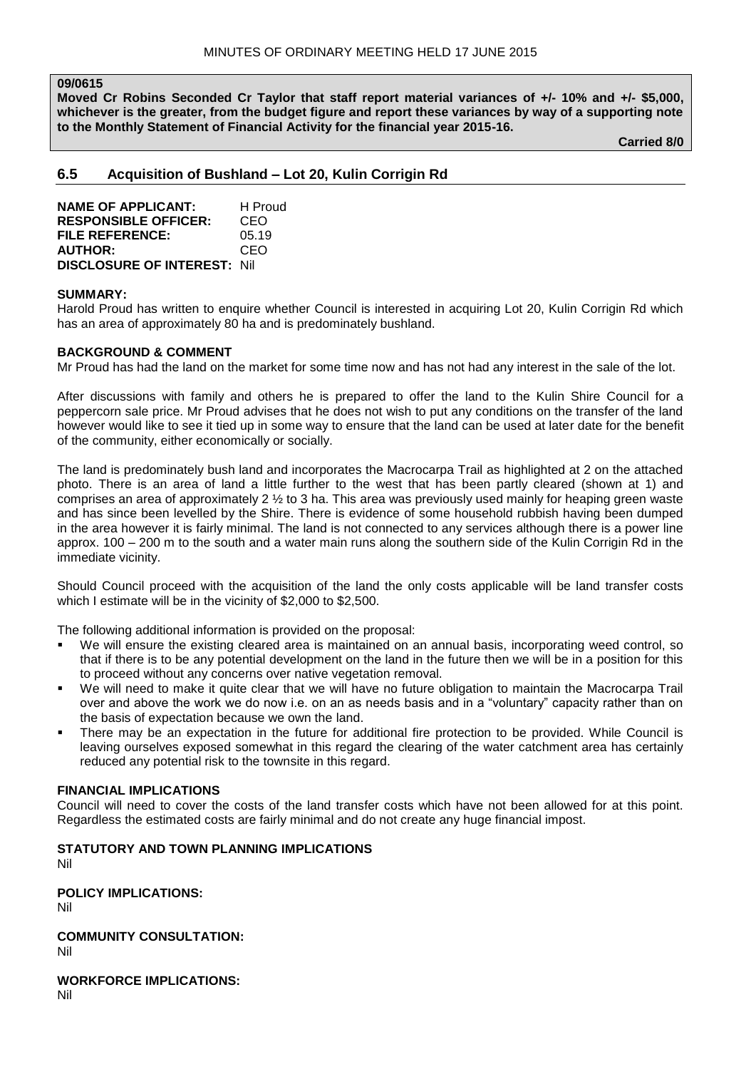**09/0615**

**Moved Cr Robins Seconded Cr Taylor that staff report material variances of +/- 10% and +/- $5,000, whichever is the greater, from the budget figure and report these variances by way of a supporting note to the Monthly Statement of Financial Activity for the financial year 2015-16.**

**Carried 8/0**

## 6.5 Acquisition of Bushland – Lot 20, Kulin Corrigin Rd

**NAME OF APPLICANT:** H Proud
**RESPONSIBLE OFFICER:** CEO
**FILE REFERENCE:** 05.19
**AUTHOR:** CEO
**DISCLOSURE OF INTEREST:** Nil

**SUMMARY:**

Harold Proud has written to enquire whether Council is interested in acquiring Lot 20, Kulin Corrigin Rd which has an area of approximately 80 ha and is predominately bushland.

**BACKGROUND & COMMENT**

Mr Proud has had the land on the market for some time now and has not had any interest in the sale of the lot.

After discussions with family and others he is prepared to offer the land to the Kulin Shire Council for a peppercorn sale price. Mr Proud advises that he does not wish to put any conditions on the transfer of the land however would like to see it tied up in some way to ensure that the land can be used at later date for the benefit of the community, either economically or socially.

The land is predominately bush land and incorporates the Macrocarpa Trail as highlighted at 2 on the attached photo. There is an area of land a little further to the west that has been partly cleared (shown at 1) and comprises an area of approximately 2 ½ to 3 ha. This area was previously used mainly for heaping green waste and has since been levelled by the Shire. There is evidence of some household rubbish having been dumped in the area however it is fairly minimal. The land is not connected to any services although there is a power line approx. 100 – 200 m to the south and a water main runs along the southern side of the Kulin Corrigin Rd in the immediate vicinity.

Should Council proceed with the acquisition of the land the only costs applicable will be land transfer costs which I estimate will be in the vicinity of $2,000 to $2,500.

The following additional information is provided on the proposal:

- We will ensure the existing cleared area is maintained on an annual basis, incorporating weed control, so that if there is to be any potential development on the land in the future then we will be in a position for this to proceed without any concerns over native vegetation removal.
- We will need to make it quite clear that we will have no future obligation to maintain the Macrocarpa Trail over and above the work we do now i.e. on an as needs basis and in a "voluntary" capacity rather than on the basis of expectation because we own the land.
- There may be an expectation in the future for additional fire protection to be provided. While Council is leaving ourselves exposed somewhat in this regard the clearing of the water catchment area has certainly reduced any potential risk to the townsite in this regard.

**FINANCIAL IMPLICATIONS**

Council will need to cover the costs of the land transfer costs which have not been allowed for at this point. Regardless the estimated costs are fairly minimal and do not create any huge financial impost.

**STATUTORY AND TOWN PLANNING IMPLICATIONS**

Nil

**POLICY IMPLICATIONS:**

Nil

**COMMUNITY CONSULTATION:**

Nil

**WORKFORCE IMPLICATIONS:**

Nil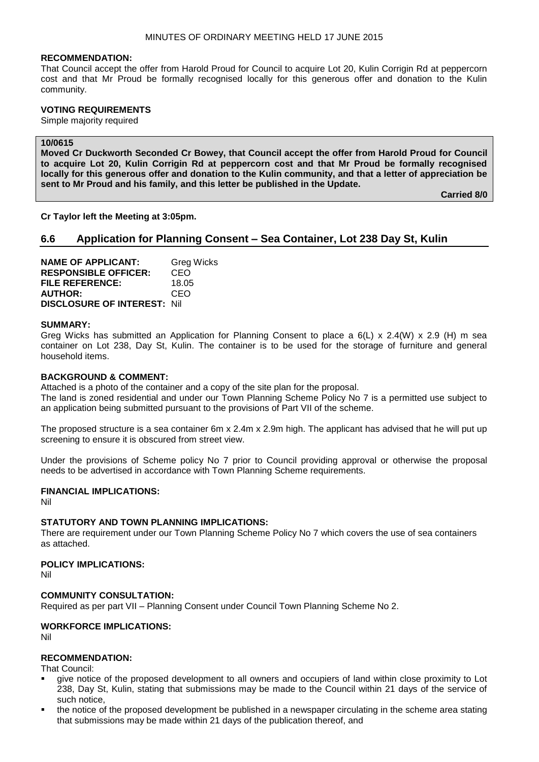**RECOMMENDATION:**
That Council accept the offer from Harold Proud for Council to acquire Lot 20, Kulin Corrigin Rd at peppercorn cost and that Mr Proud be formally recognised locally for this generous offer and donation to the Kulin community.

**VOTING REQUIREMENTS**
Simple majority required

**10/0615**
**Moved Cr Duckworth Seconded Cr Bowey, that Council accept the offer from Harold Proud for Council to acquire Lot 20, Kulin Corrigin Rd at peppercorn cost and that Mr Proud be formally recognised locally for this generous offer and donation to the Kulin community, and that a letter of appreciation be sent to Mr Proud and his family, and this letter be published in the Update.**

**Carried 8/0**

**Cr Taylor left the Meeting at 3:05pm.**

## 6.6 Application for Planning Consent – Sea Container, Lot 238 Day St, Kulin

**NAME OF APPLICANT:** Greg Wicks
**RESPONSIBLE OFFICER:** CEO
**FILE REFERENCE:** 18.05
**AUTHOR:** CEO
**DISCLOSURE OF INTEREST:** Nil

**SUMMARY:**
Greg Wicks has submitted an Application for Planning Consent to place a 6(L) x 2.4(W) x 2.9 (H) m sea container on Lot 238, Day St, Kulin. The container is to be used for the storage of furniture and general household items.

**BACKGROUND & COMMENT:**
Attached is a photo of the container and a copy of the site plan for the proposal.
The land is zoned residential and under our Town Planning Scheme Policy No 7 is a permitted use subject to an application being submitted pursuant to the provisions of Part VII of the scheme.

The proposed structure is a sea container 6m x 2.4m x 2.9m high. The applicant has advised that he will put up screening to ensure it is obscured from street view.

Under the provisions of Scheme policy No 7 prior to Council providing approval or otherwise the proposal needs to be advertised in accordance with Town Planning Scheme requirements.

**FINANCIAL IMPLICATIONS:**
Nil

**STATUTORY AND TOWN PLANNING IMPLICATIONS:**
There are requirement under our Town Planning Scheme Policy No 7 which covers the use of sea containers as attached.

**POLICY IMPLICATIONS:**
Nil

**COMMUNITY CONSULTATION:**
Required as per part VII – Planning Consent under Council Town Planning Scheme No 2.

**WORKFORCE IMPLICATIONS:**
Nil

**RECOMMENDATION:**
That Council:

- give notice of the proposed development to all owners and occupiers of land within close proximity to Lot 238, Day St, Kulin, stating that submissions may be made to the Council within 21 days of the service of such notice,
- the notice of the proposed development be published in a newspaper circulating in the scheme area stating that submissions may be made within 21 days of the publication thereof, and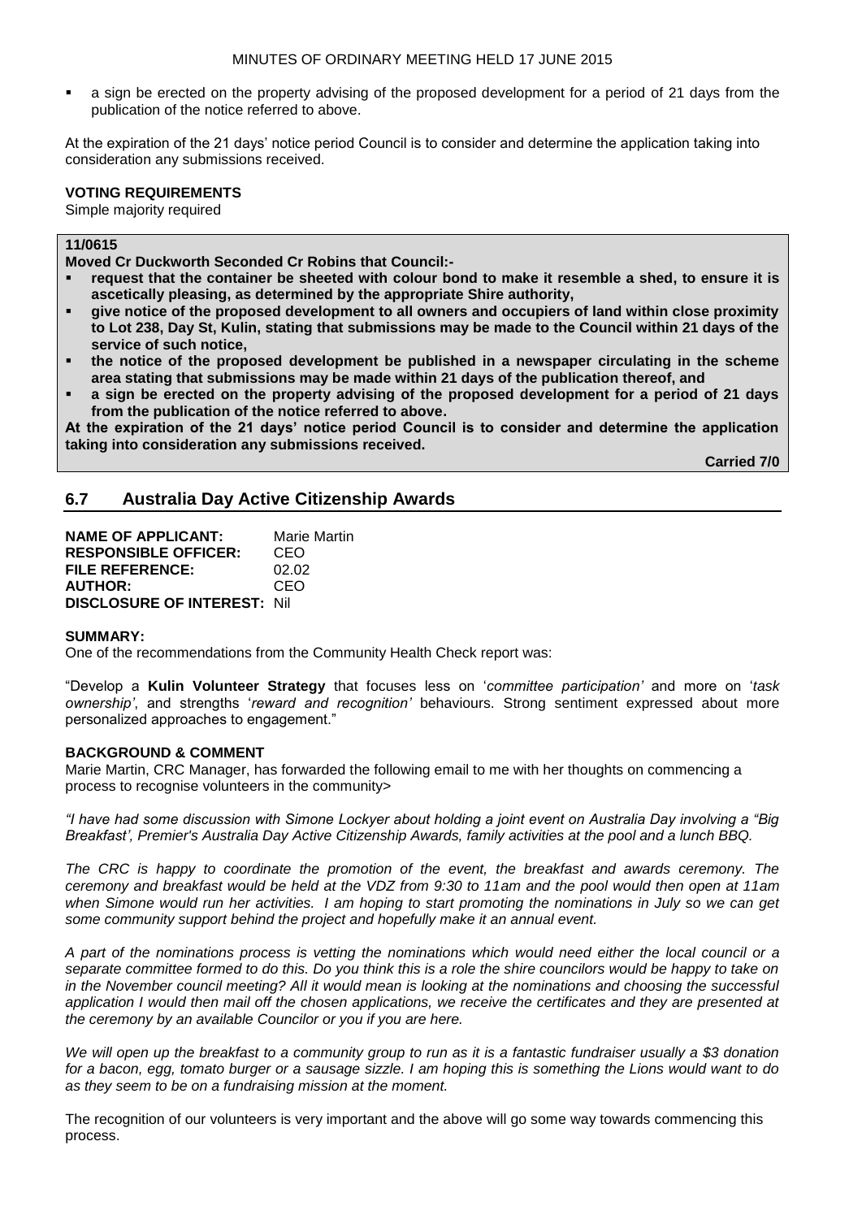- a sign be erected on the property advising of the proposed development for a period of 21 days from the publication of the notice referred to above.

At the expiration of the 21 days' notice period Council is to consider and determine the application taking into consideration any submissions received.

**VOTING REQUIREMENTS**
Simple majority required

**11/0615**
**Moved Cr Duckworth Seconded Cr Robins that Council:-**

- **request that the container be sheeted with colour bond to make it resemble a shed, to ensure it is ascetically pleasing, as determined by the appropriate Shire authority,**
- **give notice of the proposed development to all owners and occupiers of land within close proximity to Lot 238, Day St, Kulin, stating that submissions may be made to the Council within 21 days of the service of such notice,**
- **the notice of the proposed development be published in a newspaper circulating in the scheme area stating that submissions may be made within 21 days of the publication thereof, and**
- **a sign be erected on the property advising of the proposed development for a period of 21 days from the publication of the notice referred to above.**

**At the expiration of the 21 days' notice period Council is to consider and determine the application taking into consideration any submissions received.**

**Carried 7/0**

## 6.7 Australia Day Active Citizenship Awards

**NAME OF APPLICANT:** Marie Martin
**RESPONSIBLE OFFICER:** CEO
**FILE REFERENCE:** 02.02
**AUTHOR:** CEO
**DISCLOSURE OF INTEREST:** Nil

**SUMMARY:**
One of the recommendations from the Community Health Check report was:

"Develop a **Kulin Volunteer Strategy** that focuses less on '*committee participation'* and more on '*task ownership'*, and strengths '*reward and recognition'* behaviours. Strong sentiment expressed about more personalized approaches to engagement."

**BACKGROUND & COMMENT**
Marie Martin, CRC Manager, has forwarded the following email to me with her thoughts on commencing a process to recognise volunteers in the community>

*"I have had some discussion with Simone Lockyer about holding a joint event on Australia Day involving a "Big Breakfast', Premier's Australia Day Active Citizenship Awards, family activities at the pool and a lunch BBQ.*

*The CRC is happy to coordinate the promotion of the event, the breakfast and awards ceremony. The ceremony and breakfast would be held at the VDZ from 9:30 to 11am and the pool would then open at 11am when Simone would run her activities. I am hoping to start promoting the nominations in July so we can get some community support behind the project and hopefully make it an annual event.*

*A part of the nominations process is vetting the nominations which would need either the local council or a separate committee formed to do this. Do you think this is a role the shire councilors would be happy to take on in the November council meeting? All it would mean is looking at the nominations and choosing the successful application I would then mail off the chosen applications, we receive the certificates and they are presented at the ceremony by an available Councilor or you if you are here.*

*We will open up the breakfast to a community group to run as it is a fantastic fundraiser usually a $3 donation for a bacon, egg, tomato burger or a sausage sizzle. I am hoping this is something the Lions would want to do as they seem to be on a fundraising mission at the moment.*

The recognition of our volunteers is very important and the above will go some way towards commencing this process.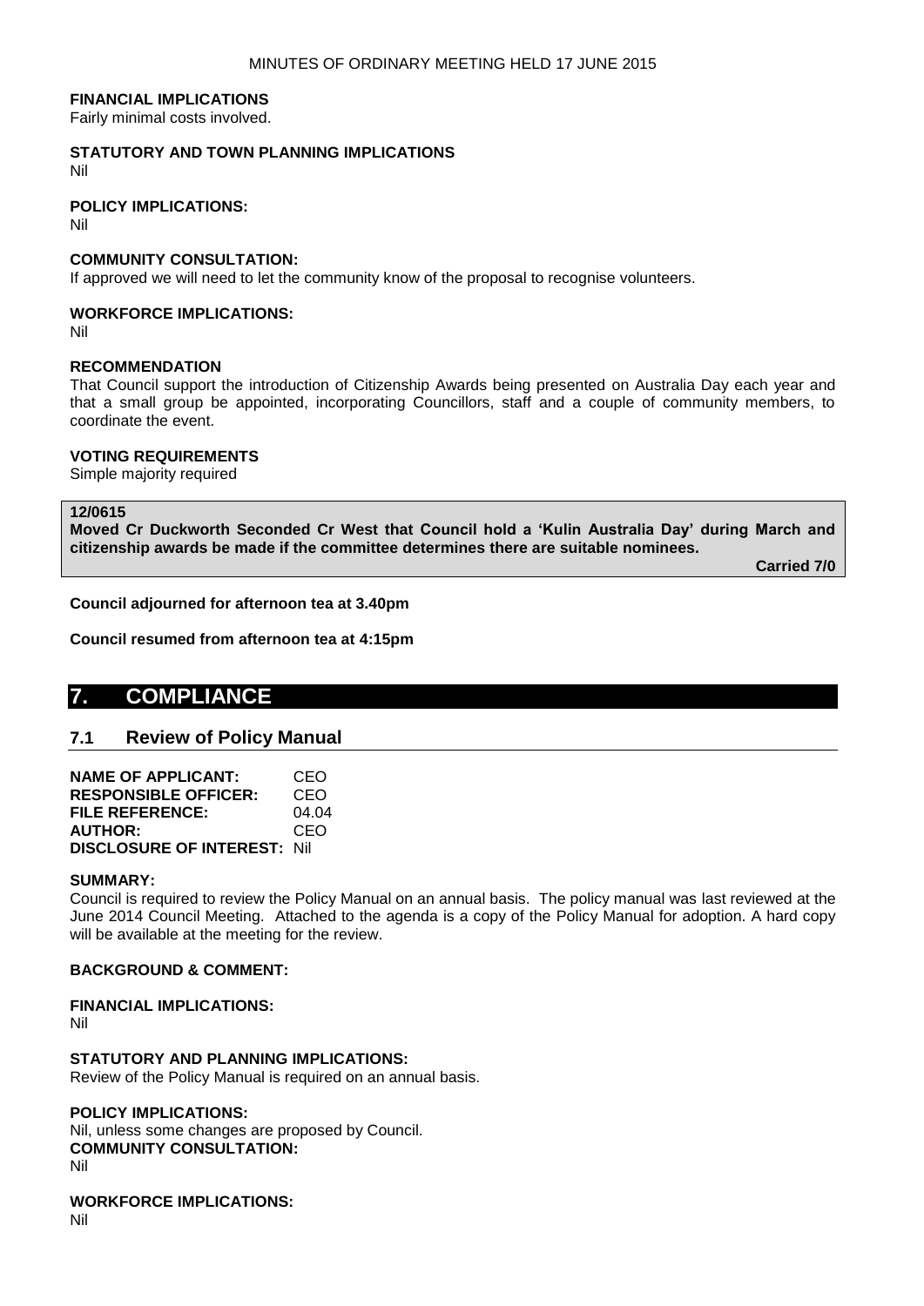**FINANCIAL IMPLICATIONS**
Fairly minimal costs involved.

**STATUTORY AND TOWN PLANNING IMPLICATIONS**
Nil

**POLICY IMPLICATIONS:**
Nil

**COMMUNITY CONSULTATION:**
If approved we will need to let the community know of the proposal to recognise volunteers.

**WORKFORCE IMPLICATIONS:**
Nil

**RECOMMENDATION**
That Council support the introduction of Citizenship Awards being presented on Australia Day each year and that a small group be appointed, incorporating Councillors, staff and a couple of community members, to coordinate the event.

**VOTING REQUIREMENTS**
Simple majority required

**12/0615**
**Moved Cr Duckworth Seconded Cr West that Council hold a 'Kulin Australia Day' during March and citizenship awards be made if the committee determines there are suitable nominees.**

**Carried 7/0**

**Council adjourned for afternoon tea at 3.40pm**

**Council resumed from afternoon tea at 4:15pm**

# 7. COMPLIANCE

## 7.1 Review of Policy Manual

**NAME OF APPLICANT:** CEO
**RESPONSIBLE OFFICER:** CEO
**FILE REFERENCE:** 04.04
**AUTHOR:** CEO
**DISCLOSURE OF INTEREST:** Nil

**SUMMARY:**
Council is required to review the Policy Manual on an annual basis. The policy manual was last reviewed at the June 2014 Council Meeting. Attached to the agenda is a copy of the Policy Manual for adoption. A hard copy will be available at the meeting for the review.

**BACKGROUND & COMMENT:**

**FINANCIAL IMPLICATIONS:**
Nil

**STATUTORY AND PLANNING IMPLICATIONS:**
Review of the Policy Manual is required on an annual basis.

**POLICY IMPLICATIONS:**
Nil, unless some changes are proposed by Council.

**COMMUNITY CONSULTATION:**
Nil

**WORKFORCE IMPLICATIONS:**
Nil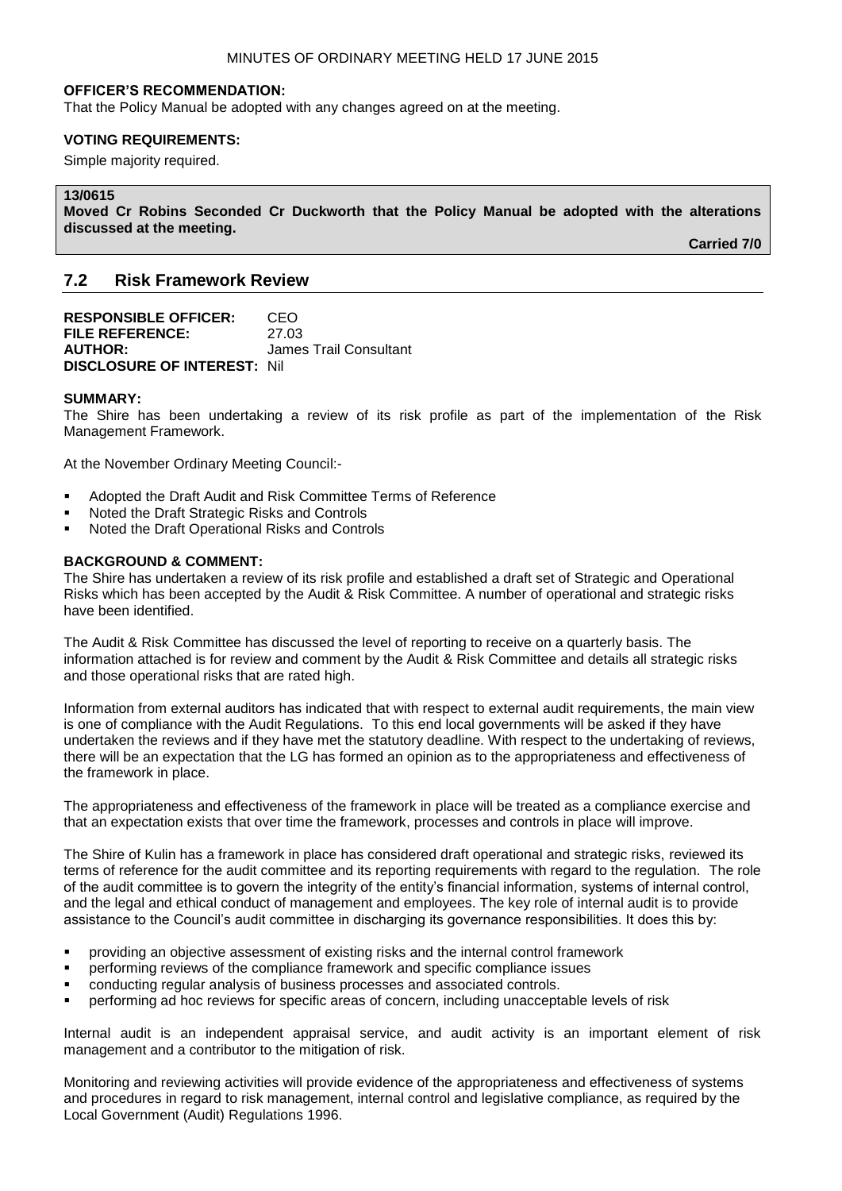**OFFICER'S RECOMMENDATION:**

That the Policy Manual be adopted with any changes agreed on at the meeting.

**VOTING REQUIREMENTS:**

Simple majority required.

**13/0615**
**Moved Cr Robins Seconded Cr Duckworth that the Policy Manual be adopted with the alterations discussed at the meeting.**

**Carried 7/0**

## 7.2 Risk Framework Review

**RESPONSIBLE OFFICER:** CEO
**FILE REFERENCE:** 27.03
**AUTHOR:** James Trail Consultant
**DISCLOSURE OF INTEREST:** Nil

**SUMMARY:**

The Shire has been undertaking a review of its risk profile as part of the implementation of the Risk Management Framework.

At the November Ordinary Meeting Council:-

- Adopted the Draft Audit and Risk Committee Terms of Reference
- Noted the Draft Strategic Risks and Controls
- Noted the Draft Operational Risks and Controls

**BACKGROUND & COMMENT:**

The Shire has undertaken a review of its risk profile and established a draft set of Strategic and Operational Risks which has been accepted by the Audit & Risk Committee. A number of operational and strategic risks have been identified.

The Audit & Risk Committee has discussed the level of reporting to receive on a quarterly basis. The information attached is for review and comment by the Audit & Risk Committee and details all strategic risks and those operational risks that are rated high.

Information from external auditors has indicated that with respect to external audit requirements, the main view is one of compliance with the Audit Regulations. To this end local governments will be asked if they have undertaken the reviews and if they have met the statutory deadline. With respect to the undertaking of reviews, there will be an expectation that the LG has formed an opinion as to the appropriateness and effectiveness of the framework in place.

The appropriateness and effectiveness of the framework in place will be treated as a compliance exercise and that an expectation exists that over time the framework, processes and controls in place will improve.

The Shire of Kulin has a framework in place has considered draft operational and strategic risks, reviewed its terms of reference for the audit committee and its reporting requirements with regard to the regulation. The role of the audit committee is to govern the integrity of the entity's financial information, systems of internal control, and the legal and ethical conduct of management and employees. The key role of internal audit is to provide assistance to the Council's audit committee in discharging its governance responsibilities. It does this by:

- providing an objective assessment of existing risks and the internal control framework
- performing reviews of the compliance framework and specific compliance issues
- conducting regular analysis of business processes and associated controls.
- performing ad hoc reviews for specific areas of concern, including unacceptable levels of risk

Internal audit is an independent appraisal service, and audit activity is an important element of risk management and a contributor to the mitigation of risk.

Monitoring and reviewing activities will provide evidence of the appropriateness and effectiveness of systems and procedures in regard to risk management, internal control and legislative compliance, as required by the Local Government (Audit) Regulations 1996.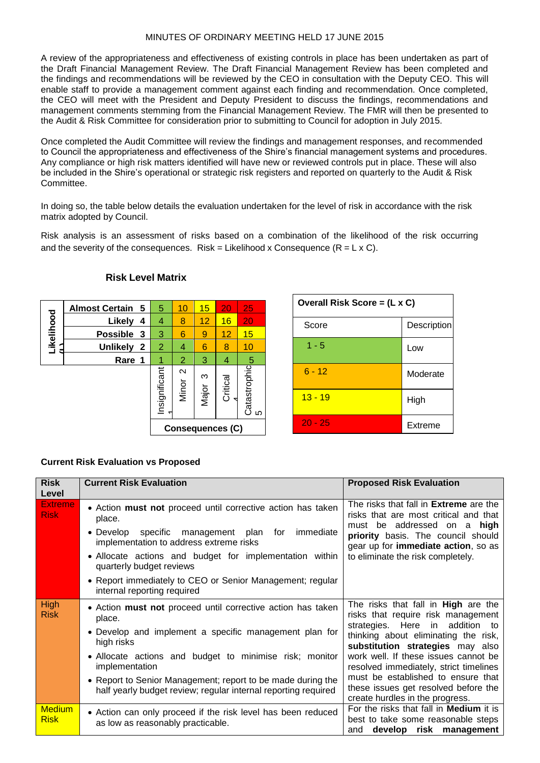MINUTES OF ORDINARY MEETING HELD 17 JUNE 2015

A review of the appropriateness and effectiveness of existing controls in place has been undertaken as part of the Draft Financial Management Review. The Draft Financial Management Review has been completed and the findings and recommendations will be reviewed by the CEO in consultation with the Deputy CEO. This will enable staff to provide a management comment against each finding and recommendation. Once completed, the CEO will meet with the President and Deputy President to discuss the findings, recommendations and management comments stemming from the Financial Management Review. The FMR will then be presented to the Audit & Risk Committee for consideration prior to submitting to Council for adoption in July 2015.

Once completed the Audit Committee will review the findings and management responses, and recommended to Council the appropriateness and effectiveness of the Shire's financial management systems and procedures. Any compliance or high risk matters identified will have new or reviewed controls put in place. These will also be included in the Shire's operational or strategic risk registers and reported on quarterly to the Audit & Risk Committee.

In doing so, the table below details the evaluation undertaken for the level of risk in accordance with the risk matrix adopted by Council.

Risk analysis is an assessment of risks based on a combination of the likelihood of the risk occurring and the severity of the consequences. Risk = Likelihood x Consequence (R = L x C).

**Risk Level Matrix**

| Likelihood (L) | Insignificant 1 | Minor 2 | Major 3 | Critical 4 | Catastrophic 5 |
|---|---|---|---|---|---|
| Almost Certain 5 | 5 | 10 | 15 | 20 | 25 |
| Likely 4 | 4 | 8 | 12 | 16 | 20 |
| Possible 3 | 3 | 6 | 9 | 12 | 15 |
| Unlikely 2 | 2 | 4 | 6 | 8 | 10 |
| Rare 1 | 1 | 2 | 3 | 4 | 5 |
| | **Consequences (C)** | | | | |

| **Overall Risk Score = (L x C)** | |
|---|---|
| Score | Description |
| 1 - 5 | Low |
| 6 - 12 | Moderate |
| 13 - 19 | High |
| 20 - 25 | Extreme |

**Current Risk Evaluation vs Proposed**

| Risk Level | Current Risk Evaluation | Proposed Risk Evaluation |
|---|---|---|
| Extreme Risk | • Action **must not** proceed until corrective action has taken place.<br>• Develop specific management plan for immediate implementation to address extreme risks<br>• Allocate actions and budget for implementation within quarterly budget reviews<br>• Report immediately to CEO or Senior Management; regular internal reporting required | The risks that fall in **Extreme** are the risks that are most critical and that must be addressed on a **high priority** basis. The council should gear up for **immediate action**, so as to eliminate the risk completely. |
| High Risk | • Action **must not** proceed until corrective action has taken place.<br>• Develop and implement a specific management plan for high risks<br>• Allocate actions and budget to minimise risk; monitor implementation<br>• Report to Senior Management; report to be made during the half yearly budget review; regular internal reporting required | The risks that fall in **High** are the risks that require risk management strategies. Here in addition to thinking about eliminating the risk, **substitution strategies** may also work well. If these issues cannot be resolved immediately, strict timelines must be established to ensure that these issues get resolved before the create hurdles in the progress. |
| Medium Risk | • Action can only proceed if the risk level has been reduced as low as reasonably practicable. | For the risks that fall in **Medium** it is best to take some reasonable steps and **develop risk management** |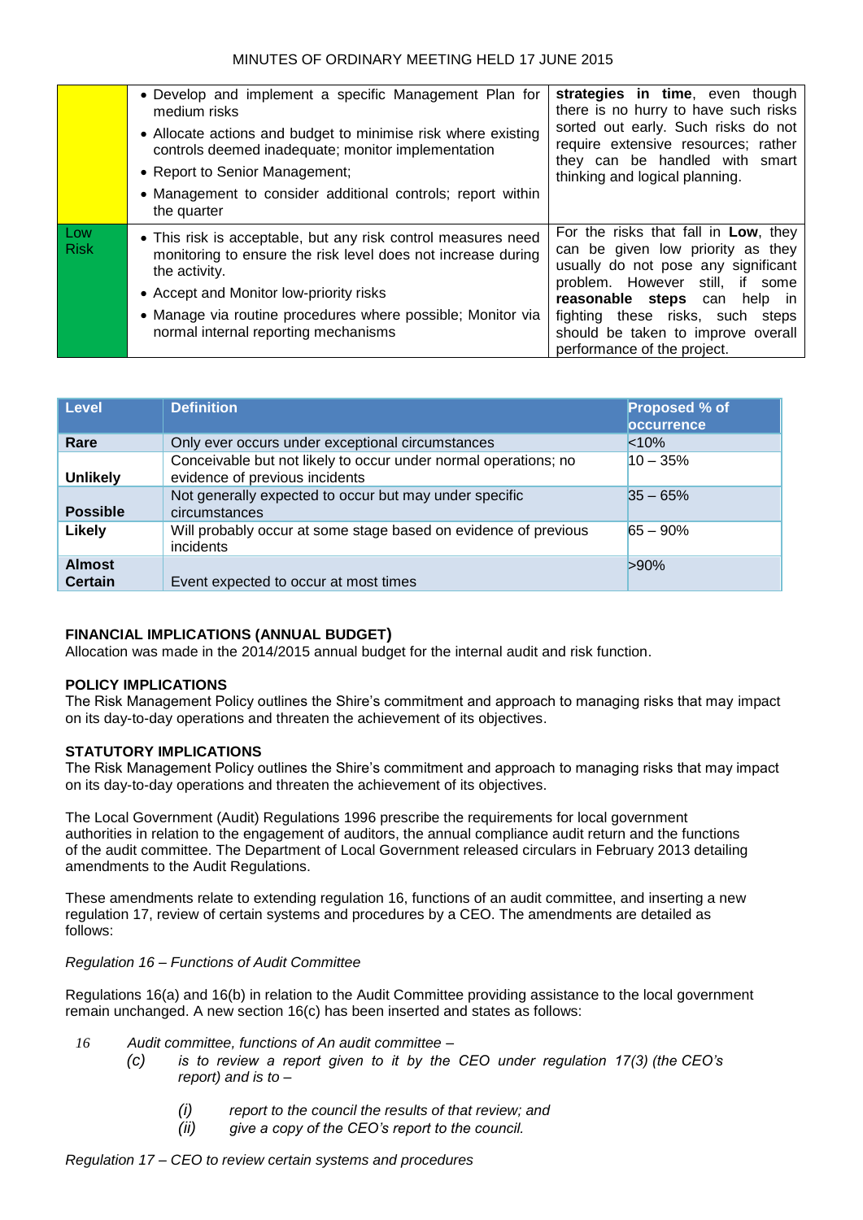| | | |
|---|---|---|
| | • Develop and implement a specific Management Plan for medium risks<br>• Allocate actions and budget to minimise risk where existing controls deemed inadequate; monitor implementation<br>• Report to Senior Management;<br>• Management to consider additional controls; report within the quarter | **strategies in time**, even though there is no hurry to have such risks sorted out early. Such risks do not require extensive resources; rather they can be handled with smart thinking and logical planning. |
| Low Risk | • This risk is acceptable, but any risk control measures need monitoring to ensure the risk level does not increase during the activity.<br>• Accept and Monitor low-priority risks<br>• Manage via routine procedures where possible; Monitor via normal internal reporting mechanisms | For the risks that fall in **Low**, they can be given low priority as they usually do not pose any significant problem. However still, if some **reasonable steps** can help in fighting these risks, such steps should be taken to improve overall performance of the project. |

| Level | Definition | Proposed % of occurrence |
|---|---|---|
| **Rare** | Only ever occurs under exceptional circumstances | <10% |
| **Unlikely** | Conceivable but not likely to occur under normal operations; no evidence of previous incidents | 10 – 35% |
| **Possible** | Not generally expected to occur but may under specific circumstances | 35 – 65% |
| **Likely** | Will probably occur at some stage based on evidence of previous incidents | 65 – 90% |
| **Almost Certain** | Event expected to occur at most times | >90% |

**FINANCIAL IMPLICATIONS (ANNUAL BUDGET)**
Allocation was made in the 2014/2015 annual budget for the internal audit and risk function.

**POLICY IMPLICATIONS**
The Risk Management Policy outlines the Shire's commitment and approach to managing risks that may impact on its day-to-day operations and threaten the achievement of its objectives.

**STATUTORY IMPLICATIONS**
The Risk Management Policy outlines the Shire's commitment and approach to managing risks that may impact on its day-to-day operations and threaten the achievement of its objectives.

The Local Government (Audit) Regulations 1996 prescribe the requirements for local government authorities in relation to the engagement of auditors, the annual compliance audit return and the functions of the audit committee. The Department of Local Government released circulars in February 2013 detailing amendments to the Audit Regulations.

These amendments relate to extending regulation 16, functions of an audit committee, and inserting a new regulation 17, review of certain systems and procedures by a CEO. The amendments are detailed as follows:

*Regulation 16 – Functions of Audit Committee*

Regulations 16(a) and 16(b) in relation to the Audit Committee providing assistance to the local government remain unchanged. A new section 16(c) has been inserted and states as follows:

*16 Audit committee, functions of An audit committee –*

*(c) is to review a report given to it by the CEO under regulation 17(3) (the CEO's report) and is to –*

*(i) report to the council the results of that review; and*

*(ii) give a copy of the CEO's report to the council.*

*Regulation 17 – CEO to review certain systems and procedures*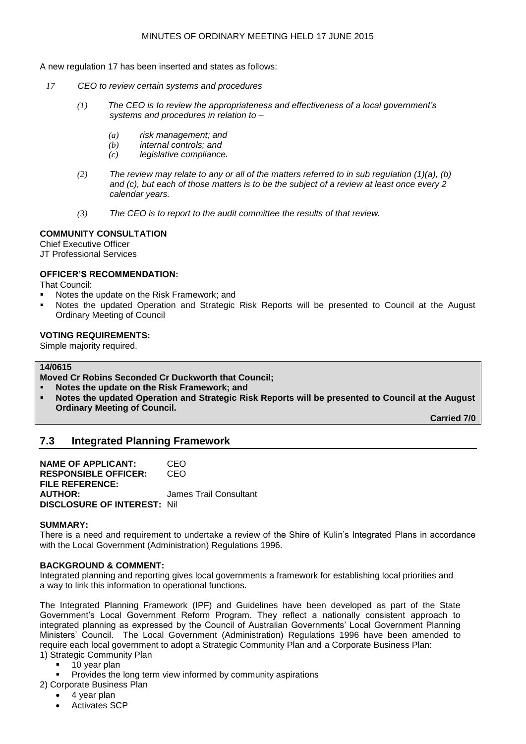A new regulation 17 has been inserted and states as follows:

*17 CEO to review certain systems and procedures*

*(1) The CEO is to review the appropriateness and effectiveness of a local government's systems and procedures in relation to –*

*(a) risk management; and*
*(b) internal controls; and*
*(c) legislative compliance.*

*(2) The review may relate to any or all of the matters referred to in sub regulation (1)(a), (b) and (c), but each of those matters is to be the subject of a review at least once every 2 calendar years.*

*(3) The CEO is to report to the audit committee the results of that review.*

**COMMUNITY CONSULTATION**

Chief Executive Officer
JT Professional Services

**OFFICER'S RECOMMENDATION:**

That Council:

- Notes the update on the Risk Framework; and
- Notes the updated Operation and Strategic Risk Reports will be presented to Council at the August Ordinary Meeting of Council

**VOTING REQUIREMENTS:**

Simple majority required.

**14/0615**

**Moved Cr Robins Seconded Cr Duckworth that Council;**

- **Notes the update on the Risk Framework; and**
- **Notes the updated Operation and Strategic Risk Reports will be presented to Council at the August Ordinary Meeting of Council.**

**Carried 7/0**

## 7.3 Integrated Planning Framework

**NAME OF APPLICANT:** CEO
**RESPONSIBLE OFFICER:** CEO
**FILE REFERENCE:**
**AUTHOR:** James Trail Consultant
**DISCLOSURE OF INTEREST:** Nil

**SUMMARY:**

There is a need and requirement to undertake a review of the Shire of Kulin's Integrated Plans in accordance with the Local Government (Administration) Regulations 1996.

**BACKGROUND & COMMENT:**

Integrated planning and reporting gives local governments a framework for establishing local priorities and a way to link this information to operational functions.

The Integrated Planning Framework (IPF) and Guidelines have been developed as part of the State Government's Local Government Reform Program. They reflect a nationally consistent approach to integrated planning as expressed by the Council of Australian Governments' Local Government Planning Ministers' Council. The Local Government (Administration) Regulations 1996 have been amended to require each local government to adopt a Strategic Community Plan and a Corporate Business Plan:

1) Strategic Community Plan
   - 10 year plan
   - Provides the long term view informed by community aspirations

2) Corporate Business Plan
   - 4 year plan
   - Activates SCP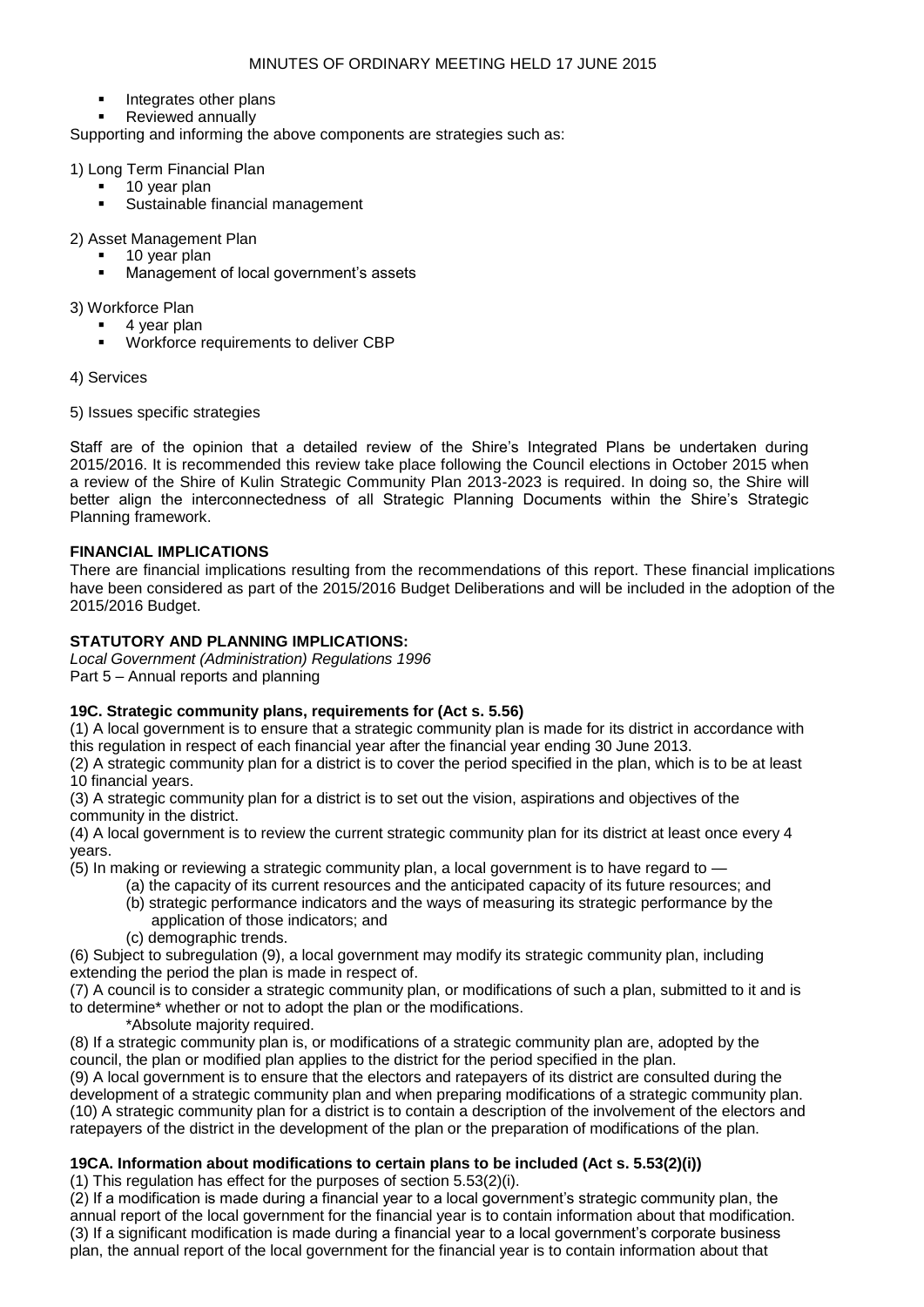- Integrates other plans
- Reviewed annually

Supporting and informing the above components are strategies such as:

1) Long Term Financial Plan
- 10 year plan
- Sustainable financial management

2) Asset Management Plan
- 10 year plan
- Management of local government's assets

3) Workforce Plan
- 4 year plan
- Workforce requirements to deliver CBP

4) Services

5) Issues specific strategies

Staff are of the opinion that a detailed review of the Shire's Integrated Plans be undertaken during 2015/2016. It is recommended this review take place following the Council elections in October 2015 when a review of the Shire of Kulin Strategic Community Plan 2013-2023 is required. In doing so, the Shire will better align the interconnectedness of all Strategic Planning Documents within the Shire's Strategic Planning framework.

**FINANCIAL IMPLICATIONS**

There are financial implications resulting from the recommendations of this report. These financial implications have been considered as part of the 2015/2016 Budget Deliberations and will be included in the adoption of the 2015/2016 Budget.

**STATUTORY AND PLANNING IMPLICATIONS:**

*Local Government (Administration) Regulations 1996*
Part 5 – Annual reports and planning

**19C. Strategic community plans, requirements for (Act s. 5.56)**

(1) A local government is to ensure that a strategic community plan is made for its district in accordance with this regulation in respect of each financial year after the financial year ending 30 June 2013.
(2) A strategic community plan for a district is to cover the period specified in the plan, which is to be at least 10 financial years.
(3) A strategic community plan for a district is to set out the vision, aspirations and objectives of the community in the district.
(4) A local government is to review the current strategic community plan for its district at least once every 4 years.
(5) In making or reviewing a strategic community plan, a local government is to have regard to —
  (a) the capacity of its current resources and the anticipated capacity of its future resources; and
  (b) strategic performance indicators and the ways of measuring its strategic performance by the application of those indicators; and
  (c) demographic trends.
(6) Subject to subregulation (9), a local government may modify its strategic community plan, including extending the period the plan is made in respect of.
(7) A council is to consider a strategic community plan, or modifications of such a plan, submitted to it and is to determine* whether or not to adopt the plan or the modifications.
  *Absolute majority required.
(8) If a strategic community plan is, or modifications of a strategic community plan are, adopted by the council, the plan or modified plan applies to the district for the period specified in the plan.
(9) A local government is to ensure that the electors and ratepayers of its district are consulted during the development of a strategic community plan and when preparing modifications of a strategic community plan.
(10) A strategic community plan for a district is to contain a description of the involvement of the electors and ratepayers of the district in the development of the plan or the preparation of modifications of the plan.

**19CA. Information about modifications to certain plans to be included (Act s. 5.53(2)(i))**

(1) This regulation has effect for the purposes of section 5.53(2)(i).
(2) If a modification is made during a financial year to a local government's strategic community plan, the annual report of the local government for the financial year is to contain information about that modification.
(3) If a significant modification is made during a financial year to a local government's corporate business plan, the annual report of the local government for the financial year is to contain information about that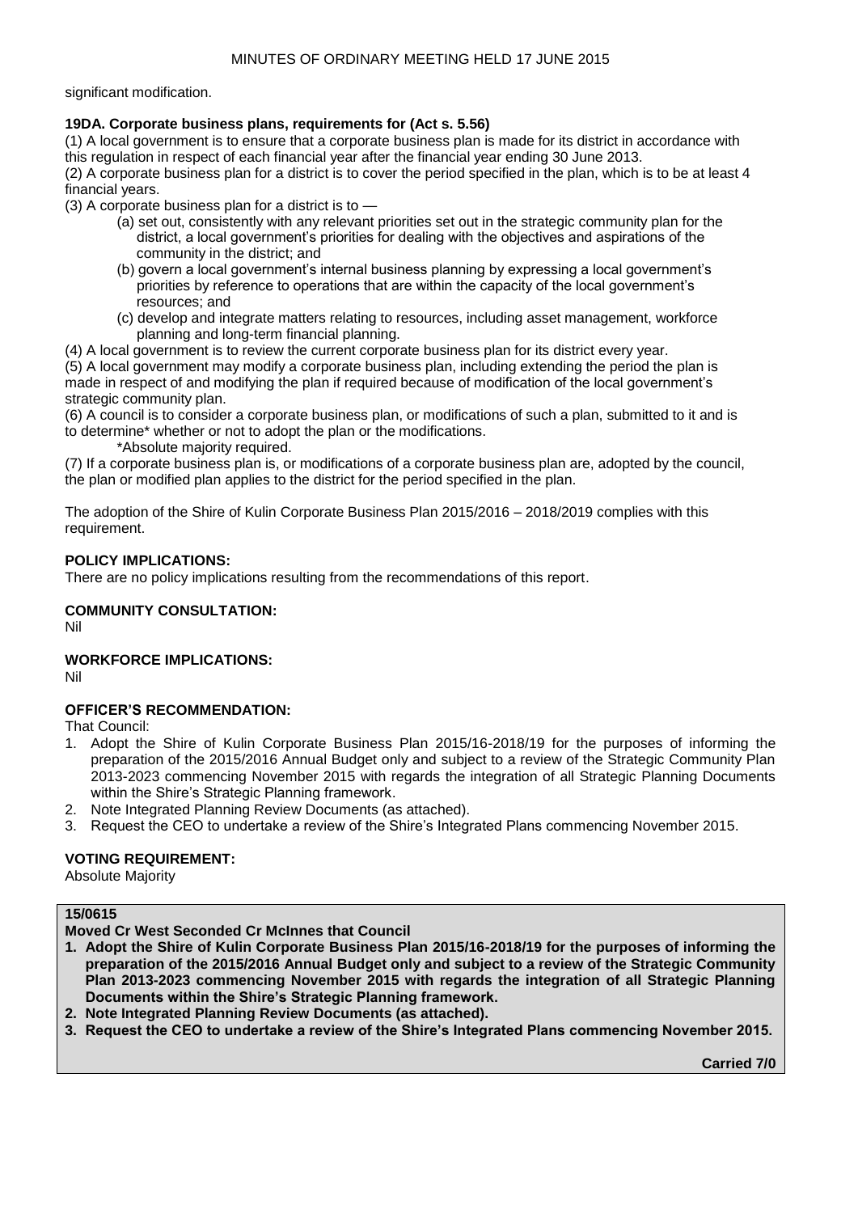significant modification.

**19DA. Corporate business plans, requirements for (Act s. 5.56)**

(1) A local government is to ensure that a corporate business plan is made for its district in accordance with this regulation in respect of each financial year after the financial year ending 30 June 2013.

(2) A corporate business plan for a district is to cover the period specified in the plan, which is to be at least 4 financial years.

(3) A corporate business plan for a district is to —

- (a) set out, consistently with any relevant priorities set out in the strategic community plan for the district, a local government's priorities for dealing with the objectives and aspirations of the community in the district; and
- (b) govern a local government's internal business planning by expressing a local government's priorities by reference to operations that are within the capacity of the local government's resources; and
- (c) develop and integrate matters relating to resources, including asset management, workforce planning and long-term financial planning.

(4) A local government is to review the current corporate business plan for its district every year.

(5) A local government may modify a corporate business plan, including extending the period the plan is made in respect of and modifying the plan if required because of modification of the local government's strategic community plan.

(6) A council is to consider a corporate business plan, or modifications of such a plan, submitted to it and is to determine* whether or not to adopt the plan or the modifications.

\*Absolute majority required.

(7) If a corporate business plan is, or modifications of a corporate business plan are, adopted by the council, the plan or modified plan applies to the district for the period specified in the plan.

The adoption of the Shire of Kulin Corporate Business Plan 2015/2016 – 2018/2019 complies with this requirement.

**POLICY IMPLICATIONS:**

There are no policy implications resulting from the recommendations of this report.

**COMMUNITY CONSULTATION:**

Nil

**WORKFORCE IMPLICATIONS:**

Nil

**OFFICER'S RECOMMENDATION:**

That Council:

1. Adopt the Shire of Kulin Corporate Business Plan 2015/16-2018/19 for the purposes of informing the preparation of the 2015/2016 Annual Budget only and subject to a review of the Strategic Community Plan 2013-2023 commencing November 2015 with regards the integration of all Strategic Planning Documents within the Shire's Strategic Planning framework.
2. Note Integrated Planning Review Documents (as attached).
3. Request the CEO to undertake a review of the Shire's Integrated Plans commencing November 2015.

**VOTING REQUIREMENT:**

Absolute Majority

**15/0615**

**Moved Cr West Seconded Cr McInnes that Council**

1. **Adopt the Shire of Kulin Corporate Business Plan 2015/16-2018/19 for the purposes of informing the preparation of the 2015/2016 Annual Budget only and subject to a review of the Strategic Community Plan 2013-2023 commencing November 2015 with regards the integration of all Strategic Planning Documents within the Shire's Strategic Planning framework.**
2. **Note Integrated Planning Review Documents (as attached).**
3. **Request the CEO to undertake a review of the Shire's Integrated Plans commencing November 2015.**

**Carried 7/0**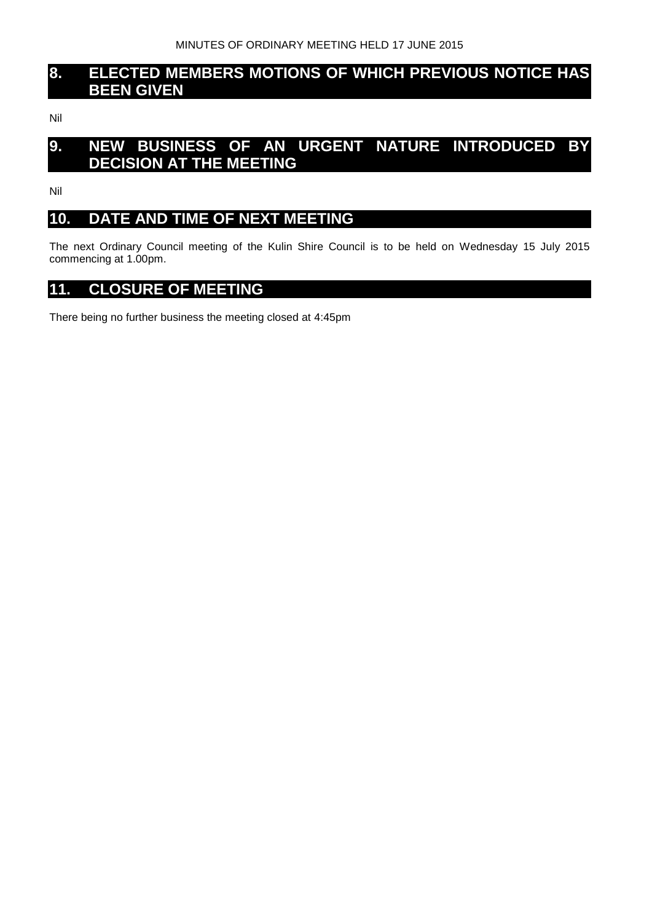## 8. ELECTED MEMBERS MOTIONS OF WHICH PREVIOUS NOTICE HAS BEEN GIVEN

Nil

## 9. NEW BUSINESS OF AN URGENT NATURE INTRODUCED BY DECISION AT THE MEETING

Nil

## 10. DATE AND TIME OF NEXT MEETING

The next Ordinary Council meeting of the Kulin Shire Council is to be held on Wednesday 15 July 2015 commencing at 1.00pm.

## 11. CLOSURE OF MEETING

There being no further business the meeting closed at 4:45pm